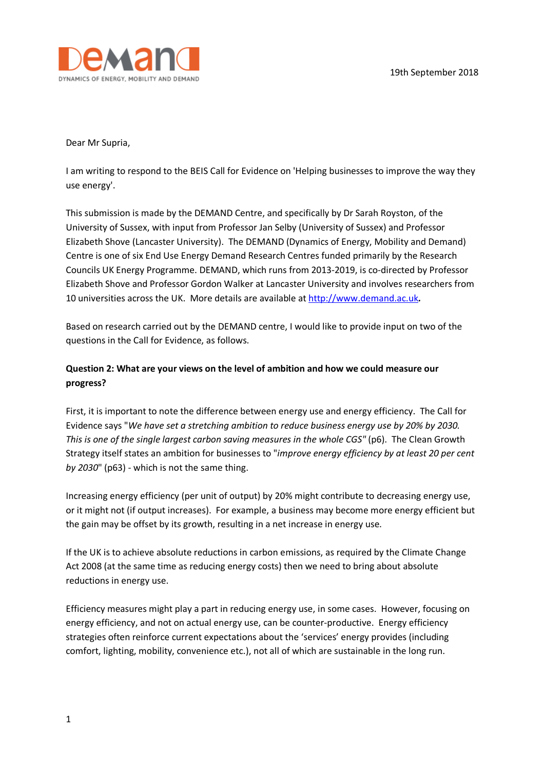DEMAND

DYNAMICS OF ENERGY, MOBILITY AND DEMAND

19th September 2018

Dear Mr Supria,

I am writing to respond to the BEIS Call for Evidence on 'Helping businesses to improve the way they use energy'.

This submission is made by the DEMAND Centre, and specifically by Dr Sarah Royston, of the University of Sussex, with input from Professor Jan Selby (University of Sussex) and Professor Elizabeth Shove (Lancaster University). The DEMAND (Dynamics of Energy, Mobility and Demand) Centre is one of six End Use Energy Demand Research Centres funded primarily by the Research Councils UK Energy Programme. DEMAND, which runs from 2013-2019, is co-directed by Professor Elizabeth Shove and Professor Gordon Walker at Lancaster University and involves researchers from 10 universities across the UK. More details are available at [http://www.demand.ac.uk](http://www.demand.ac.uk).

Based on research carried out by the DEMAND centre, I would like to provide input on two of the questions in the Call for Evidence, as follows.

**Question 2: What are your views on the level of ambition and how we could measure our progress?**

First, it is important to note the difference between energy use and energy efficiency. The Call for Evidence says "*We have set a stretching ambition to reduce business energy use by 20% by 2030. This is one of the single largest carbon saving measures in the whole CGS*" (p6). The Clean Growth Strategy itself states an ambition for businesses to "*improve energy efficiency by at least 20 per cent by 2030*" (p63) - which is not the same thing.

Increasing energy efficiency (per unit of output) by 20% might contribute to decreasing energy use, or it might not (if output increases). For example, a business may become more energy efficient but the gain may be offset by its growth, resulting in a net increase in energy use.

If the UK is to achieve absolute reductions in carbon emissions, as required by the Climate Change Act 2008 (at the same time as reducing energy costs) then we need to bring about absolute reductions in energy use.

Efficiency measures might play a part in reducing energy use, in some cases. However, focusing on energy efficiency, and not on actual energy use, can be counter-productive. Energy efficiency strategies often reinforce current expectations about the 'services' energy provides (including comfort, lighting, mobility, convenience etc.), not all of which are sustainable in the long run.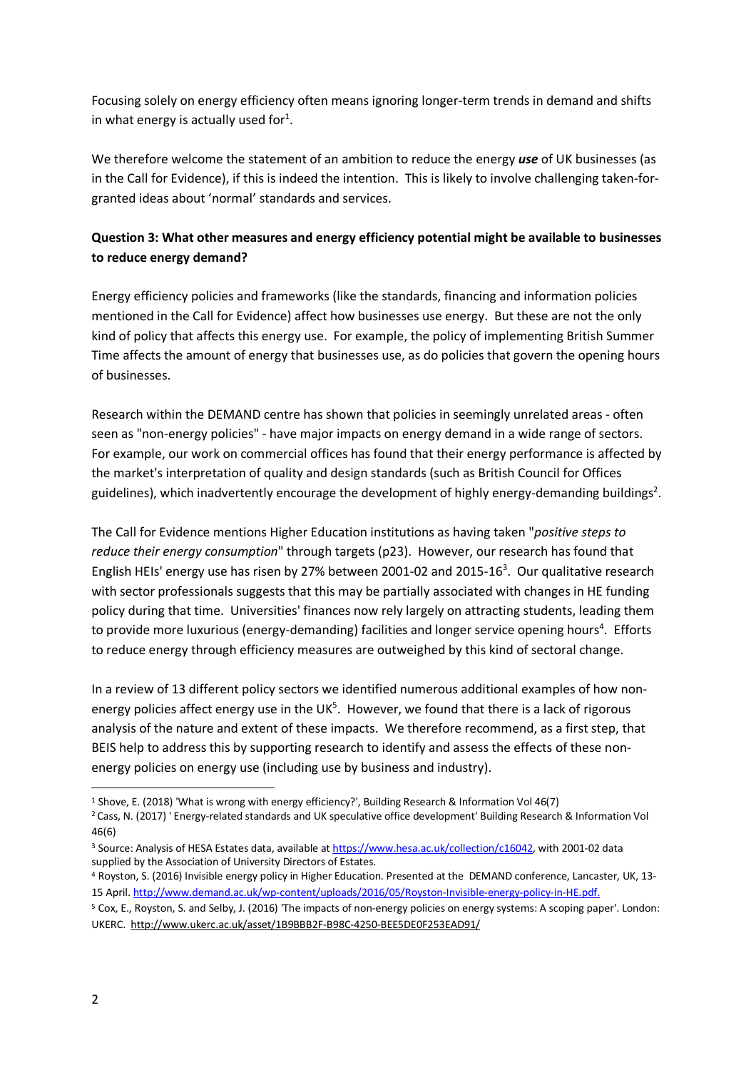Focusing solely on energy efficiency often means ignoring longer-term trends in demand and shifts in what energy is actually used for[1].

We therefore welcome the statement of an ambition to reduce the energy ***use*** of UK businesses (as in the Call for Evidence), if this is indeed the intention. This is likely to involve challenging taken-for-granted ideas about 'normal' standards and services.

**Question 3: What other measures and energy efficiency potential might be available to businesses to reduce energy demand?**

Energy efficiency policies and frameworks (like the standards, financing and information policies mentioned in the Call for Evidence) affect how businesses use energy. But these are not the only kind of policy that affects this energy use. For example, the policy of implementing British Summer Time affects the amount of energy that businesses use, as do policies that govern the opening hours of businesses.

Research within the DEMAND centre has shown that policies in seemingly unrelated areas - often seen as "non-energy policies" - have major impacts on energy demand in a wide range of sectors. For example, our work on commercial offices has found that their energy performance is affected by the market's interpretation of quality and design standards (such as British Council for Offices guidelines), which inadvertently encourage the development of highly energy-demanding buildings[2].

The Call for Evidence mentions Higher Education institutions as having taken "*positive steps to reduce their energy consumption*" through targets (p23). However, our research has found that English HEIs' energy use has risen by 27% between 2001-02 and 2015-16[3]. Our qualitative research with sector professionals suggests that this may be partially associated with changes in HE funding policy during that time. Universities' finances now rely largely on attracting students, leading them to provide more luxurious (energy-demanding) facilities and longer service opening hours[4]. Efforts to reduce energy through efficiency measures are outweighed by this kind of sectoral change.

In a review of 13 different policy sectors we identified numerous additional examples of how non-energy policies affect energy use in the UK[5]. However, we found that there is a lack of rigorous analysis of the nature and extent of these impacts. We therefore recommend, as a first step, that BEIS help to address this by supporting research to identify and assess the effects of these non-energy policies on energy use (including use by business and industry).

---

[1] Shove, E. (2018) 'What is wrong with energy efficiency?', Building Research & Information Vol 46(7)

[2] Cass, N. (2017) ' Energy-related standards and UK speculative office development' Building Research & Information Vol 46(6)

[3] Source: Analysis of HESA Estates data, available at https://www.hesa.ac.uk/collection/c16042, with 2001-02 data supplied by the Association of University Directors of Estates.

[4] Royston, S. (2016) Invisible energy policy in Higher Education. Presented at the DEMAND conference, Lancaster, UK, 13-15 April. http://www.demand.ac.uk/wp-content/uploads/2016/05/Royston-Invisible-energy-policy-in-HE.pdf.

[5] Cox, E., Royston, S. and Selby, J. (2016) 'The impacts of non-energy policies on energy systems: A scoping paper'. London: UKERC. http://www.ukerc.ac.uk/asset/1B9BBB2F-B98C-4250-BEE5DE0F253EAD91/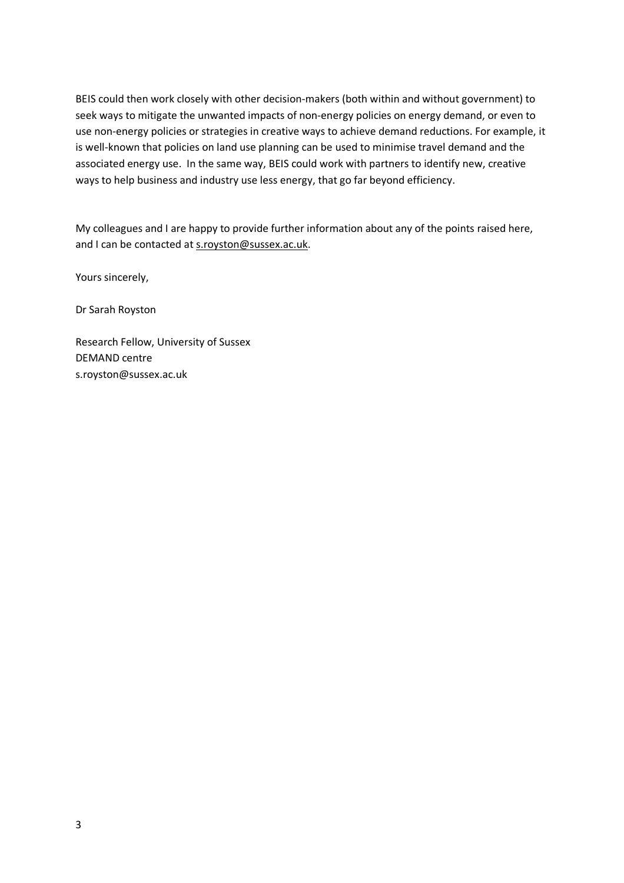BEIS could then work closely with other decision-makers (both within and without government) to seek ways to mitigate the unwanted impacts of non-energy policies on energy demand, or even to use non-energy policies or strategies in creative ways to achieve demand reductions. For example, it is well-known that policies on land use planning can be used to minimise travel demand and the associated energy use. In the same way, BEIS could work with partners to identify new, creative ways to help business and industry use less energy, that go far beyond efficiency.

My colleagues and I are happy to provide further information about any of the points raised here, and I can be contacted at s.royston@sussex.ac.uk.

Yours sincerely,

Dr Sarah Royston

Research Fellow, University of Sussex
DEMAND centre
s.royston@sussex.ac.uk